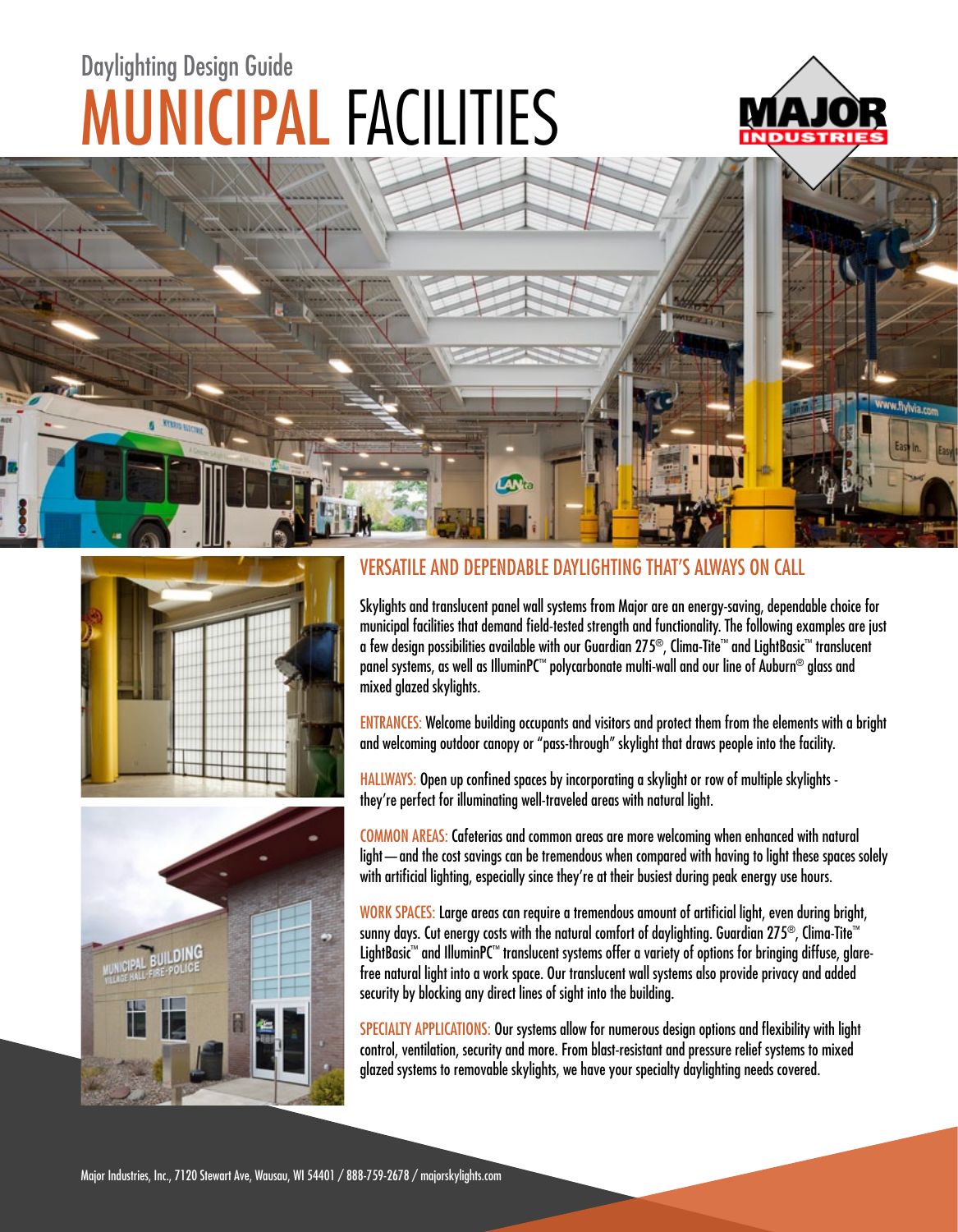Daylighting Design Guide

# MUNICIPAL FACILITIES

## VERSATILE AND DEPENDABLE DAYLIGHTING THAT'S ALWAYS ON CALL

Skylights and translucent panel wall systems from Major are an energy-saving, dependable choice for municipal facilities that demand field-tested strength and functionality. The following examples are just a few design possibilities available with our Guardian 275®, Clima-Tite™ and LightBasic™ translucent panel systems, as well as IlluminPC™ polycarbonate multi-wall and our line of Auburn® glass and mixed glazed skylights.

ENTRANCES: Welcome building occupants and visitors and protect them from the elements with a bright and welcoming outdoor canopy or "pass-through" skylight that draws people into the facility.

HALLWAYS: Open up confined spaces by incorporating a skylight or row of multiple skylights - they're perfect for illuminating well-traveled areas with natural light.

COMMON AREAS: Cafeterias and common areas are more welcoming when enhanced with natural light — and the cost savings can be tremendous when compared with having to light these spaces solely with artificial lighting, especially since they're at their busiest during peak energy use hours.

WORK SPACES: Large areas can require a tremendous amount of artificial light, even during bright, sunny days. Cut energy costs with the natural comfort of daylighting. Guardian 275®, Clima-Tite™ LightBasic™ and IlluminPC™ translucent systems offer a variety of options for bringing diffuse, glare-free natural light into a work space. Our translucent wall systems also provide privacy and added security by blocking any direct lines of sight into the building.

SPECIALTY APPLICATIONS: Our systems allow for numerous design options and flexibility with light control, ventilation, security and more. From blast-resistant and pressure relief systems to mixed glazed systems to removable skylights, we have your specialty daylighting needs covered.

Major Industries, Inc., 7120 Stewart Ave, Wausau, WI 54401 / 888-759-2678 / majorskylights.com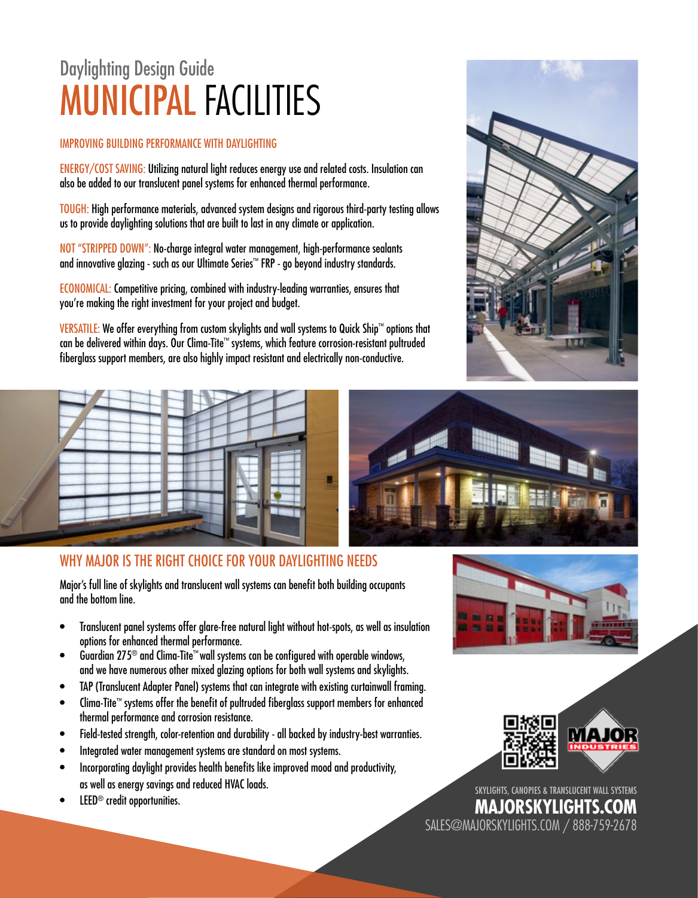Daylighting Design Guide

# MUNICIPAL FACILITIES

## IMPROVING BUILDING PERFORMANCE WITH DAYLIGHTING

ENERGY/COST SAVING: Utilizing natural light reduces energy use and related costs. Insulation can also be added to our translucent panel systems for enhanced thermal performance.

TOUGH: High performance materials, advanced system designs and rigorous third-party testing allows us to provide daylighting solutions that are built to last in any climate or application.

NOT "STRIPPED DOWN": No-charge integral water management, high-performance sealants and innovative glazing - such as our Ultimate Series™ FRP - go beyond industry standards.

ECONOMICAL: Competitive pricing, combined with industry-leading warranties, ensures that you're making the right investment for your project and budget.

VERSATILE: We offer everything from custom skylights and wall systems to Quick Ship™ options that can be delivered within days. Our Clima-Tite™ systems, which feature corrosion-resistant pultruded fiberglass support members, are also highly impact resistant and electrically non-conductive.

## WHY MAJOR IS THE RIGHT CHOICE FOR YOUR DAYLIGHTING NEEDS

Major's full line of skylights and translucent wall systems can benefit both building occupants and the bottom line.

- Translucent panel systems offer glare-free natural light without hot-spots, as well as insulation options for enhanced thermal performance.
- Guardian 275® and Clima-Tite™ wall systems can be configured with operable windows, and we have numerous other mixed glazing options for both wall systems and skylights.
- TAP (Translucent Adapter Panel) systems that can integrate with existing curtainwall framing.
- Clima-Tite™ systems offer the benefit of pultruded fiberglass support members for enhanced thermal performance and corrosion resistance.
- Field-tested strength, color-retention and durability - all backed by industry-best warranties.
- Integrated water management systems are standard on most systems.
- Incorporating daylight provides health benefits like improved mood and productivity, as well as energy savings and reduced HVAC loads.
- LEED® credit opportunities.

MAJOR INDUSTRIES

SKYLIGHTS, CANOPIES & TRANSLUCENT WALL SYSTEMS

**MAJORSKYLIGHTS.COM**

SALES@MAJORSKYLIGHTS.COM / 888-759-2678